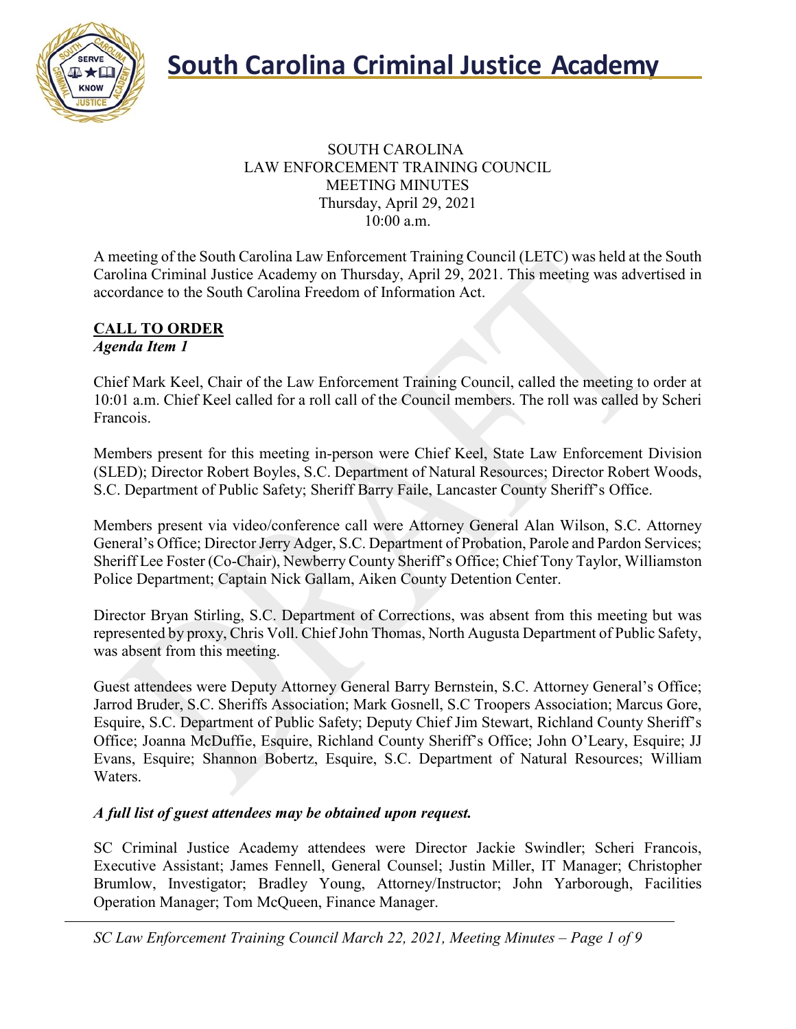# South Carolina Criminal Justice Academy

SOUTH CAROLINA
LAW ENFORCEMENT TRAINING COUNCIL
MEETING MINUTES
Thursday, April 29, 2021
10:00 a.m.

A meeting of the South Carolina Law Enforcement Training Council (LETC) was held at the South Carolina Criminal Justice Academy on Thursday, April 29, 2021. This meeting was advertised in accordance to the South Carolina Freedom of Information Act.

## CALL TO ORDER

***Agenda Item 1***

Chief Mark Keel, Chair of the Law Enforcement Training Council, called the meeting to order at 10:01 a.m. Chief Keel called for a roll call of the Council members. The roll was called by Scheri Francois.

Members present for this meeting in-person were Chief Keel, State Law Enforcement Division (SLED); Director Robert Boyles, S.C. Department of Natural Resources; Director Robert Woods, S.C. Department of Public Safety; Sheriff Barry Faile, Lancaster County Sheriff's Office.

Members present via video/conference call were Attorney General Alan Wilson, S.C. Attorney General's Office; Director Jerry Adger, S.C. Department of Probation, Parole and Pardon Services; Sheriff Lee Foster (Co-Chair), Newberry County Sheriff's Office; Chief Tony Taylor, Williamston Police Department; Captain Nick Gallam, Aiken County Detention Center.

Director Bryan Stirling, S.C. Department of Corrections, was absent from this meeting but was represented by proxy, Chris Voll. Chief John Thomas, North Augusta Department of Public Safety, was absent from this meeting.

Guest attendees were Deputy Attorney General Barry Bernstein, S.C. Attorney General's Office; Jarrod Bruder, S.C. Sheriffs Association; Mark Gosnell, S.C Troopers Association; Marcus Gore, Esquire, S.C. Department of Public Safety; Deputy Chief Jim Stewart, Richland County Sheriff's Office; Joanna McDuffie, Esquire, Richland County Sheriff's Office; John O'Leary, Esquire; JJ Evans, Esquire; Shannon Bobertz, Esquire, S.C. Department of Natural Resources; William Waters.

***A full list of guest attendees may be obtained upon request.***

SC Criminal Justice Academy attendees were Director Jackie Swindler; Scheri Francois, Executive Assistant; James Fennell, General Counsel; Justin Miller, IT Manager; Christopher Brumlow, Investigator; Bradley Young, Attorney/Instructor; John Yarborough, Facilities Operation Manager; Tom McQueen, Finance Manager.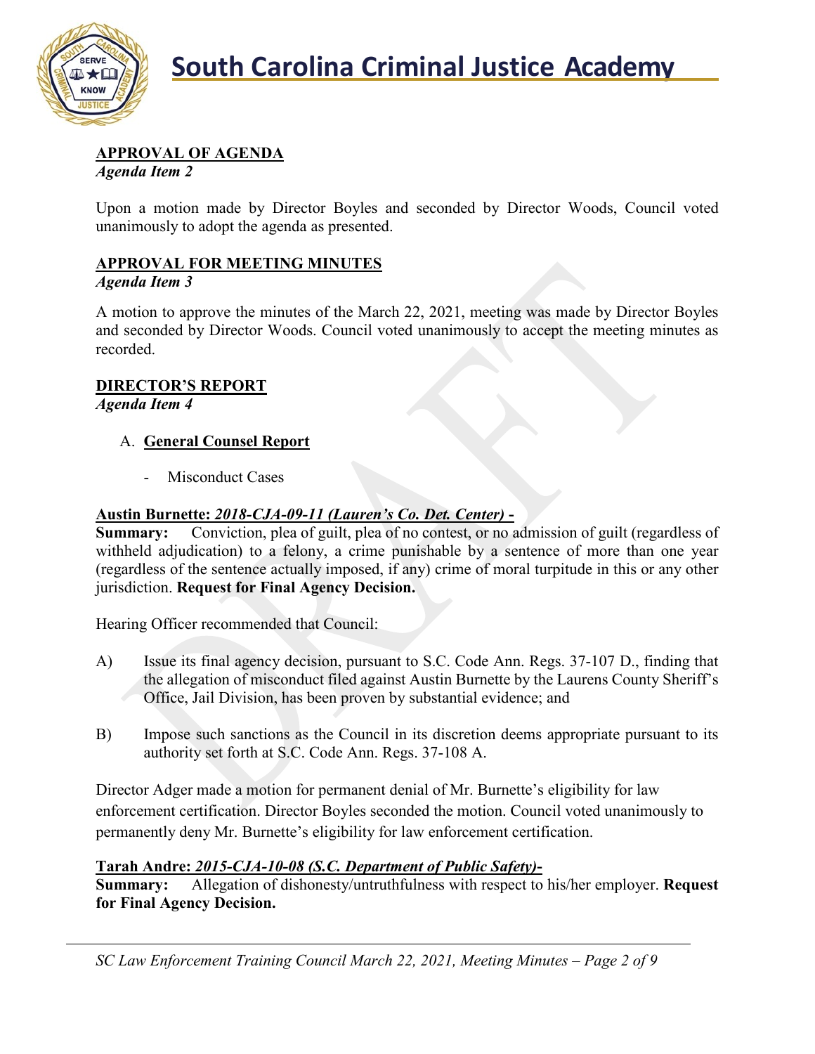## APPROVAL OF AGENDA

*Agenda Item 2*

Upon a motion made by Director Boyles and seconded by Director Woods, Council voted unanimously to adopt the agenda as presented.

## APPROVAL FOR MEETING MINUTES

*Agenda Item 3*

A motion to approve the minutes of the March 22, 2021, meeting was made by Director Boyles and seconded by Director Woods. Council voted unanimously to accept the meeting minutes as recorded.

## DIRECTOR'S REPORT

*Agenda Item 4*

A. **General Counsel Report**

- Misconduct Cases

**Austin Burnette:** ***2018-CJA-09-11 (Lauren's Co. Det. Center) -***

**Summary:** Conviction, plea of guilt, plea of no contest, or no admission of guilt (regardless of withheld adjudication) to a felony, a crime punishable by a sentence of more than one year (regardless of the sentence actually imposed, if any) crime of moral turpitude in this or any other jurisdiction. **Request for Final Agency Decision.**

Hearing Officer recommended that Council:

A) Issue its final agency decision, pursuant to S.C. Code Ann. Regs. 37-107 D., finding that the allegation of misconduct filed against Austin Burnette by the Laurens County Sheriff's Office, Jail Division, has been proven by substantial evidence; and

B) Impose such sanctions as the Council in its discretion deems appropriate pursuant to its authority set forth at S.C. Code Ann. Regs. 37-108 A.

Director Adger made a motion for permanent denial of Mr. Burnette's eligibility for law enforcement certification. Director Boyles seconded the motion. Council voted unanimously to permanently deny Mr. Burnette's eligibility for law enforcement certification.

**Tarah Andre:** ***2015-CJA-10-08 (S.C. Department of Public Safety)-***

**Summary:** Allegation of dishonesty/untruthfulness with respect to his/her employer. **Request for Final Agency Decision.**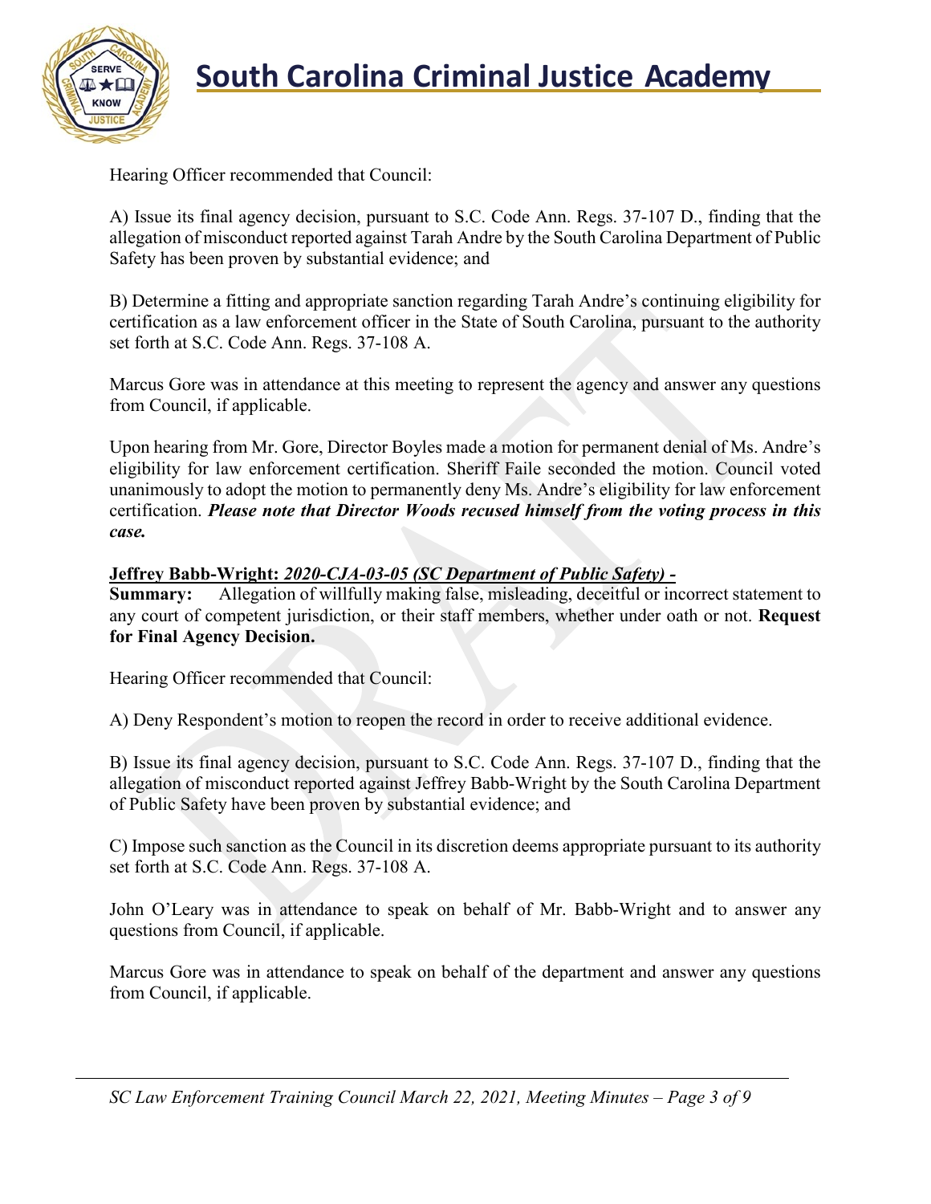Hearing Officer recommended that Council:

A) Issue its final agency decision, pursuant to S.C. Code Ann. Regs. 37-107 D., finding that the allegation of misconduct reported against Tarah Andre by the South Carolina Department of Public Safety has been proven by substantial evidence; and

B) Determine a fitting and appropriate sanction regarding Tarah Andre's continuing eligibility for certification as a law enforcement officer in the State of South Carolina, pursuant to the authority set forth at S.C. Code Ann. Regs. 37-108 A.

Marcus Gore was in attendance at this meeting to represent the agency and answer any questions from Council, if applicable.

Upon hearing from Mr. Gore, Director Boyles made a motion for permanent denial of Ms. Andre's eligibility for law enforcement certification. Sheriff Faile seconded the motion. Council voted unanimously to adopt the motion to permanently deny Ms. Andre's eligibility for law enforcement certification. ***Please note that Director Woods recused himself from the voting process in this case.***

**Jeffrey Babb-Wright:** ***2020-CJA-03-05 (SC Department of Public Safety) -***

**Summary:** Allegation of willfully making false, misleading, deceitful or incorrect statement to any court of competent jurisdiction, or their staff members, whether under oath or not. **Request for Final Agency Decision.**

Hearing Officer recommended that Council:

A) Deny Respondent's motion to reopen the record in order to receive additional evidence.

B) Issue its final agency decision, pursuant to S.C. Code Ann. Regs. 37-107 D., finding that the allegation of misconduct reported against Jeffrey Babb-Wright by the South Carolina Department of Public Safety have been proven by substantial evidence; and

C) Impose such sanction as the Council in its discretion deems appropriate pursuant to its authority set forth at S.C. Code Ann. Regs. 37-108 A.

John O'Leary was in attendance to speak on behalf of Mr. Babb-Wright and to answer any questions from Council, if applicable.

Marcus Gore was in attendance to speak on behalf of the department and answer any questions from Council, if applicable.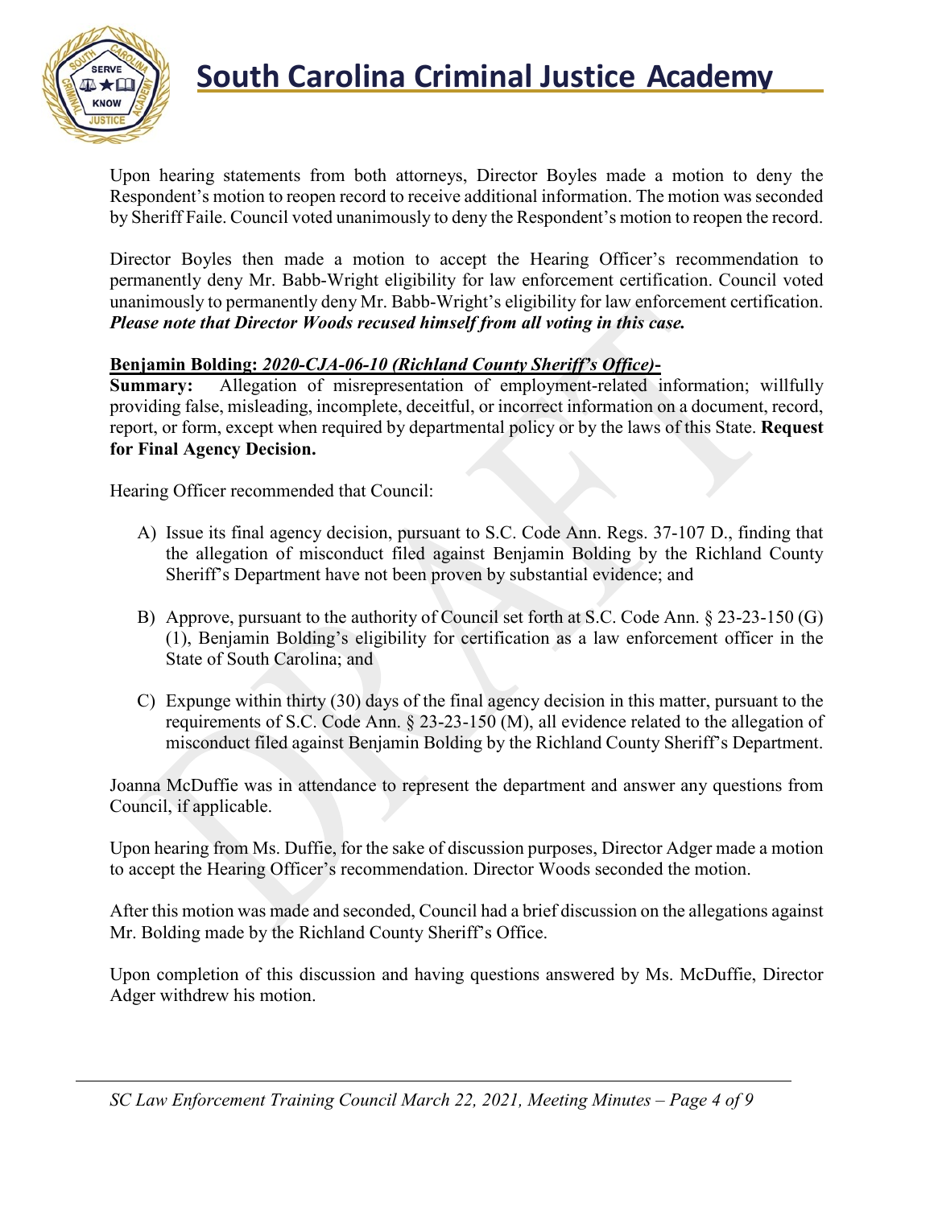Upon hearing statements from both attorneys, Director Boyles made a motion to deny the Respondent's motion to reopen record to receive additional information. The motion was seconded by Sheriff Faile. Council voted unanimously to deny the Respondent's motion to reopen the record.

Director Boyles then made a motion to accept the Hearing Officer's recommendation to permanently deny Mr. Babb-Wright eligibility for law enforcement certification. Council voted unanimously to permanently deny Mr. Babb-Wright's eligibility for law enforcement certification. ***Please note that Director Woods recused himself from all voting in this case.***

**<u>Benjamin Bolding: *2020-CJA-06-10 (Richland County Sheriff's Office)*-</u>**
**Summary:** Allegation of misrepresentation of employment-related information; willfully providing false, misleading, incomplete, deceitful, or incorrect information on a document, record, report, or form, except when required by departmental policy or by the laws of this State. **Request for Final Agency Decision.**

Hearing Officer recommended that Council:

A) Issue its final agency decision, pursuant to S.C. Code Ann. Regs. 37-107 D., finding that the allegation of misconduct filed against Benjamin Bolding by the Richland County Sheriff's Department have not been proven by substantial evidence; and

B) Approve, pursuant to the authority of Council set forth at S.C. Code Ann. § 23-23-150 (G) (1), Benjamin Bolding's eligibility for certification as a law enforcement officer in the State of South Carolina; and

C) Expunge within thirty (30) days of the final agency decision in this matter, pursuant to the requirements of S.C. Code Ann. § 23-23-150 (M), all evidence related to the allegation of misconduct filed against Benjamin Bolding by the Richland County Sheriff's Department.

Joanna McDuffie was in attendance to represent the department and answer any questions from Council, if applicable.

Upon hearing from Ms. Duffie, for the sake of discussion purposes, Director Adger made a motion to accept the Hearing Officer's recommendation. Director Woods seconded the motion.

After this motion was made and seconded, Council had a brief discussion on the allegations against Mr. Bolding made by the Richland County Sheriff's Office.

Upon completion of this discussion and having questions answered by Ms. McDuffie, Director Adger withdrew his motion.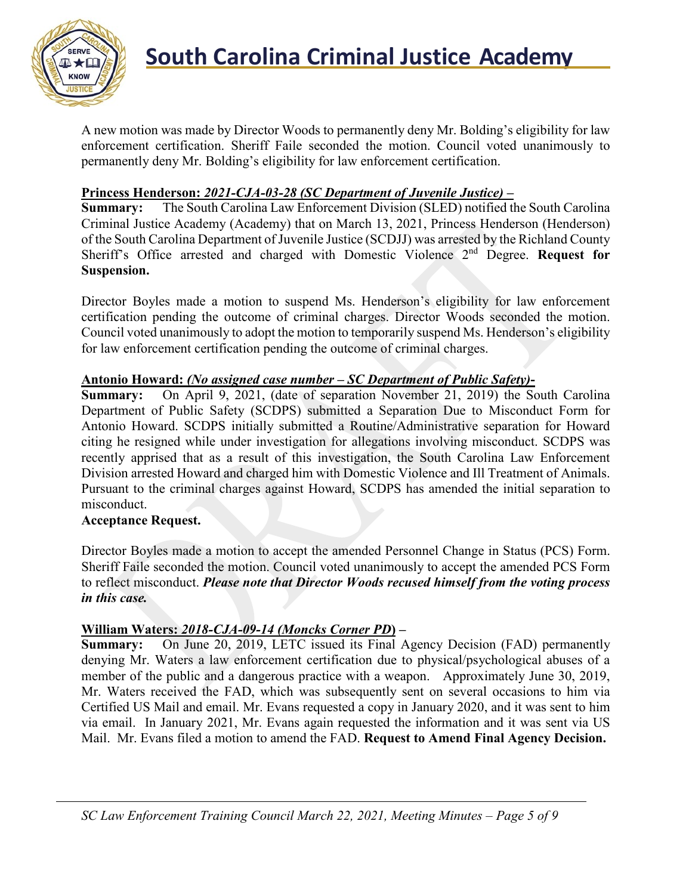A new motion was made by Director Woods to permanently deny Mr. Bolding's eligibility for law enforcement certification. Sheriff Faile seconded the motion. Council voted unanimously to permanently deny Mr. Bolding's eligibility for law enforcement certification.

**Princess Henderson: *2021-CJA-03-28 (SC Department of Juvenile Justice)* –**

**Summary:** The South Carolina Law Enforcement Division (SLED) notified the South Carolina Criminal Justice Academy (Academy) that on March 13, 2021, Princess Henderson (Henderson) of the South Carolina Department of Juvenile Justice (SCDJJ) was arrested by the Richland County Sheriff's Office arrested and charged with Domestic Violence 2nd Degree. **Request for Suspension.**

Director Boyles made a motion to suspend Ms. Henderson's eligibility for law enforcement certification pending the outcome of criminal charges. Director Woods seconded the motion. Council voted unanimously to adopt the motion to temporarily suspend Ms. Henderson's eligibility for law enforcement certification pending the outcome of criminal charges.

**Antonio Howard: *(No assigned case number – SC Department of Public Safety)*-**

**Summary:** On April 9, 2021, (date of separation November 21, 2019) the South Carolina Department of Public Safety (SCDPS) submitted a Separation Due to Misconduct Form for Antonio Howard. SCDPS initially submitted a Routine/Administrative separation for Howard citing he resigned while under investigation for allegations involving misconduct. SCDPS was recently apprised that as a result of this investigation, the South Carolina Law Enforcement Division arrested Howard and charged him with Domestic Violence and Ill Treatment of Animals. Pursuant to the criminal charges against Howard, SCDPS has amended the initial separation to misconduct.

**Acceptance Request.**

Director Boyles made a motion to accept the amended Personnel Change in Status (PCS) Form. Sheriff Faile seconded the motion. Council voted unanimously to accept the amended PCS Form to reflect misconduct. ***Please note that Director Woods recused himself from the voting process in this case.***

**William Waters: *2018-CJA-09-14 (Moncks Corner PD)* –**

**Summary:** On June 20, 2019, LETC issued its Final Agency Decision (FAD) permanently denying Mr. Waters a law enforcement certification due to physical/psychological abuses of a member of the public and a dangerous practice with a weapon. Approximately June 30, 2019, Mr. Waters received the FAD, which was subsequently sent on several occasions to him via Certified US Mail and email. Mr. Evans requested a copy in January 2020, and it was sent to him via email. In January 2021, Mr. Evans again requested the information and it was sent via US Mail. Mr. Evans filed a motion to amend the FAD. **Request to Amend Final Agency Decision.**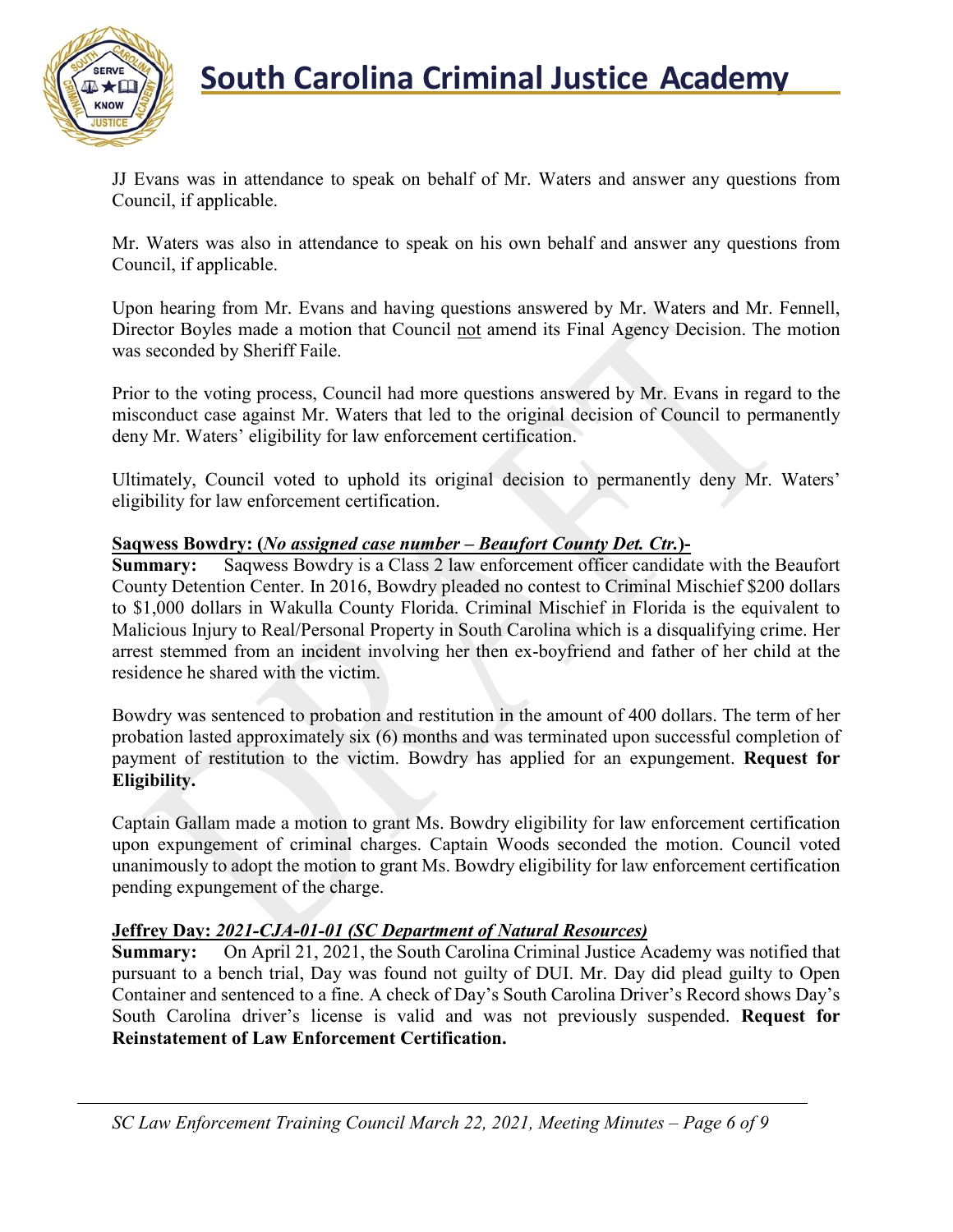JJ Evans was in attendance to speak on behalf of Mr. Waters and answer any questions from Council, if applicable.

Mr. Waters was also in attendance to speak on his own behalf and answer any questions from Council, if applicable.

Upon hearing from Mr. Evans and having questions answered by Mr. Waters and Mr. Fennell, Director Boyles made a motion that Council not amend its Final Agency Decision. The motion was seconded by Sheriff Faile.

Prior to the voting process, Council had more questions answered by Mr. Evans in regard to the misconduct case against Mr. Waters that led to the original decision of Council to permanently deny Mr. Waters' eligibility for law enforcement certification.

Ultimately, Council voted to uphold its original decision to permanently deny Mr. Waters' eligibility for law enforcement certification.

**Saqwess Bowdry: (*No assigned case number – Beaufort County Det. Ctr.*)-**

**Summary:** Saqwess Bowdry is a Class 2 law enforcement officer candidate with the Beaufort County Detention Center. In 2016, Bowdry pleaded no contest to Criminal Mischief $200 dollars to $1,000 dollars in Wakulla County Florida. Criminal Mischief in Florida is the equivalent to Malicious Injury to Real/Personal Property in South Carolina which is a disqualifying crime. Her arrest stemmed from an incident involving her then ex-boyfriend and father of her child at the residence he shared with the victim.

Bowdry was sentenced to probation and restitution in the amount of 400 dollars. The term of her probation lasted approximately six (6) months and was terminated upon successful completion of payment of restitution to the victim. Bowdry has applied for an expungement. **Request for Eligibility.**

Captain Gallam made a motion to grant Ms. Bowdry eligibility for law enforcement certification upon expungement of criminal charges. Captain Woods seconded the motion. Council voted unanimously to adopt the motion to grant Ms. Bowdry eligibility for law enforcement certification pending expungement of the charge.

**Jeffrey Day: *2021-CJA-01-01 (SC Department of Natural Resources)***

**Summary:** On April 21, 2021, the South Carolina Criminal Justice Academy was notified that pursuant to a bench trial, Day was found not guilty of DUI. Mr. Day did plead guilty to Open Container and sentenced to a fine. A check of Day's South Carolina Driver's Record shows Day's South Carolina driver's license is valid and was not previously suspended. **Request for Reinstatement of Law Enforcement Certification.**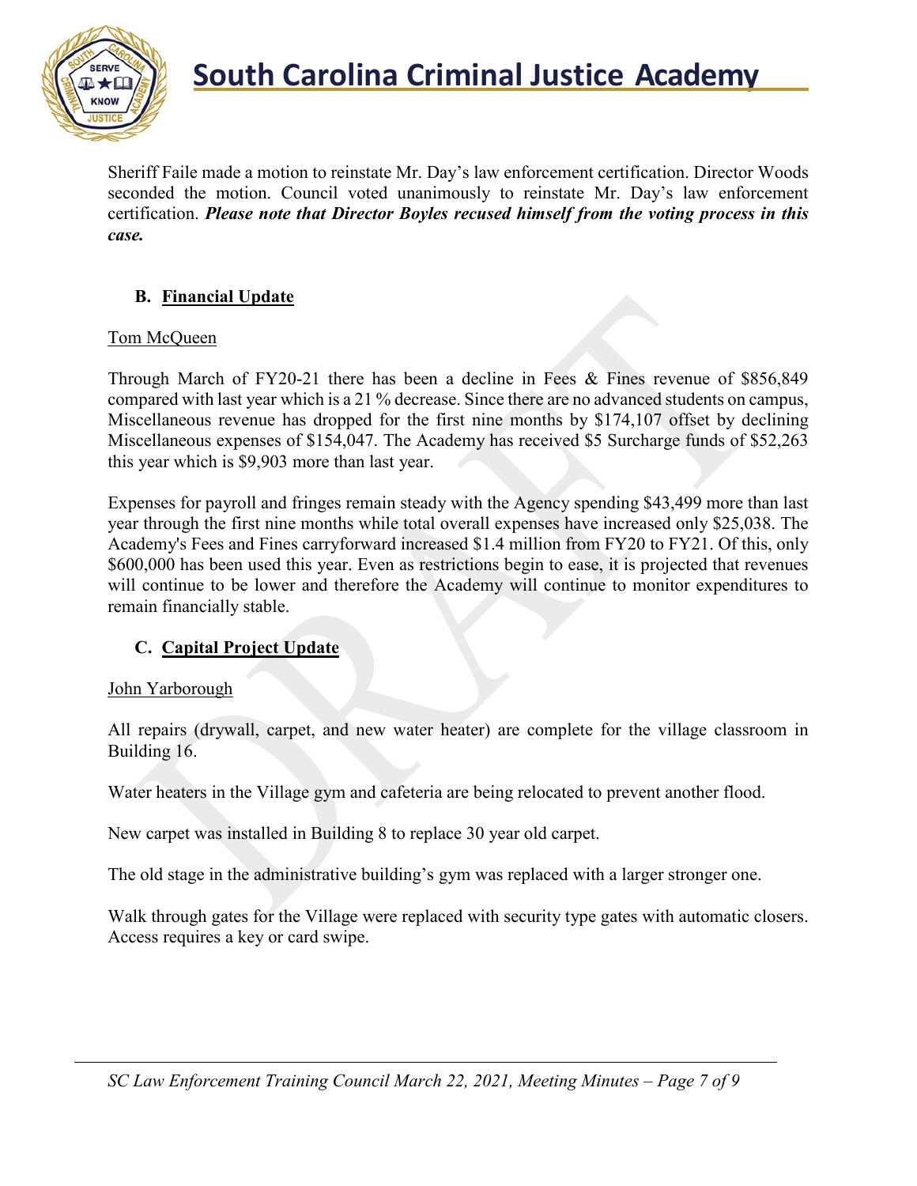Sheriff Faile made a motion to reinstate Mr. Day's law enforcement certification. Director Woods seconded the motion. Council voted unanimously to reinstate Mr. Day's law enforcement certification. ***Please note that Director Boyles recused himself from the voting process in this case.***

### B. Financial Update

Tom McQueen

Through March of FY20-21 there has been a decline in Fees & Fines revenue of $856,849 compared with last year which is a 21 % decrease. Since there are no advanced students on campus, Miscellaneous revenue has dropped for the first nine months by $174,107 offset by declining Miscellaneous expenses of $154,047. The Academy has received $5 Surcharge funds of $52,263 this year which is $9,903 more than last year.

Expenses for payroll and fringes remain steady with the Agency spending $43,499 more than last year through the first nine months while total overall expenses have increased only $25,038. The Academy's Fees and Fines carryforward increased $1.4 million from FY20 to FY21. Of this, only $600,000 has been used this year. Even as restrictions begin to ease, it is projected that revenues will continue to be lower and therefore the Academy will continue to monitor expenditures to remain financially stable.

### C. Capital Project Update

John Yarborough

All repairs (drywall, carpet, and new water heater) are complete for the village classroom in Building 16.

Water heaters in the Village gym and cafeteria are being relocated to prevent another flood.

New carpet was installed in Building 8 to replace 30 year old carpet.

The old stage in the administrative building's gym was replaced with a larger stronger one.

Walk through gates for the Village were replaced with security type gates with automatic closers. Access requires a key or card swipe.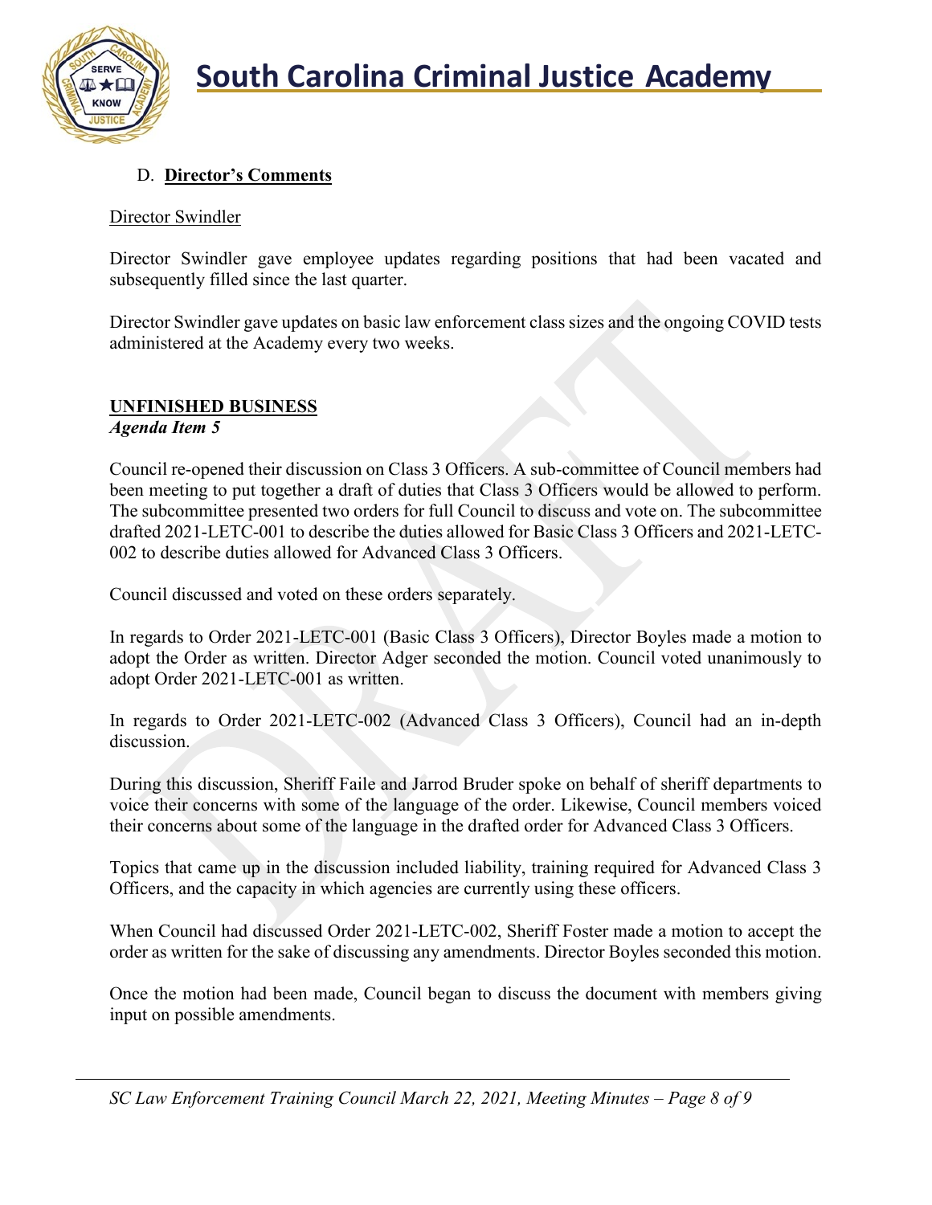### D. **Director's Comments**

Director Swindler

Director Swindler gave employee updates regarding positions that had been vacated and subsequently filled since the last quarter.

Director Swindler gave updates on basic law enforcement class sizes and the ongoing COVID tests administered at the Academy every two weeks.

## **UNFINISHED BUSINESS**

***Agenda Item 5***

Council re-opened their discussion on Class 3 Officers. A sub-committee of Council members had been meeting to put together a draft of duties that Class 3 Officers would be allowed to perform. The subcommittee presented two orders for full Council to discuss and vote on. The subcommittee drafted 2021-LETC-001 to describe the duties allowed for Basic Class 3 Officers and 2021-LETC-002 to describe duties allowed for Advanced Class 3 Officers.

Council discussed and voted on these orders separately.

In regards to Order 2021-LETC-001 (Basic Class 3 Officers), Director Boyles made a motion to adopt the Order as written. Director Adger seconded the motion. Council voted unanimously to adopt Order 2021-LETC-001 as written.

In regards to Order 2021-LETC-002 (Advanced Class 3 Officers), Council had an in-depth discussion.

During this discussion, Sheriff Faile and Jarrod Bruder spoke on behalf of sheriff departments to voice their concerns with some of the language of the order. Likewise, Council members voiced their concerns about some of the language in the drafted order for Advanced Class 3 Officers.

Topics that came up in the discussion included liability, training required for Advanced Class 3 Officers, and the capacity in which agencies are currently using these officers.

When Council had discussed Order 2021-LETC-002, Sheriff Foster made a motion to accept the order as written for the sake of discussing any amendments. Director Boyles seconded this motion.

Once the motion had been made, Council began to discuss the document with members giving input on possible amendments.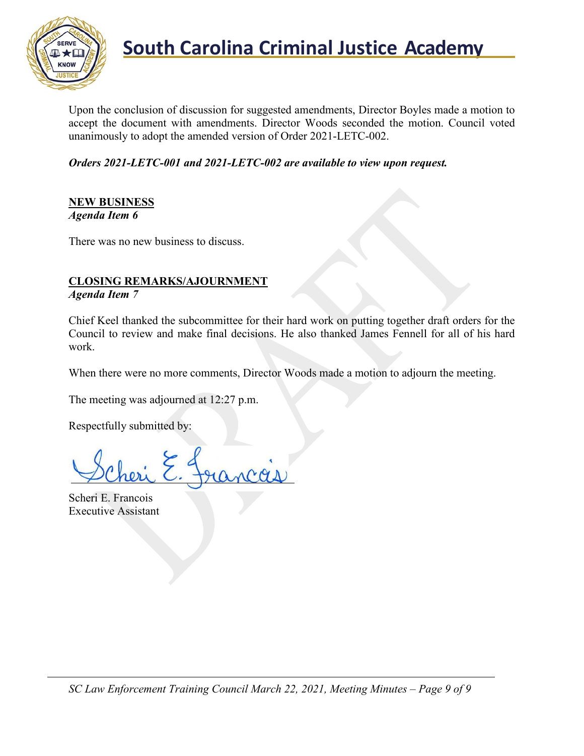Upon the conclusion of discussion for suggested amendments, Director Boyles made a motion to accept the document with amendments. Director Woods seconded the motion. Council voted unanimously to adopt the amended version of Order 2021-LETC-002.

***Orders 2021-LETC-001 and 2021-LETC-002 are available to view upon request.***

**NEW BUSINESS**
***Agenda Item 6***

There was no new business to discuss.

**CLOSING REMARKS/AJOURNMENT**
***Agenda Item 7***

Chief Keel thanked the subcommittee for their hard work on putting together draft orders for the Council to review and make final decisions. He also thanked James Fennell for all of his hard work.

When there were no more comments, Director Woods made a motion to adjourn the meeting.

The meeting was adjourned at 12:27 p.m.

Respectfully submitted by:

Scheri E. Francois
Executive Assistant